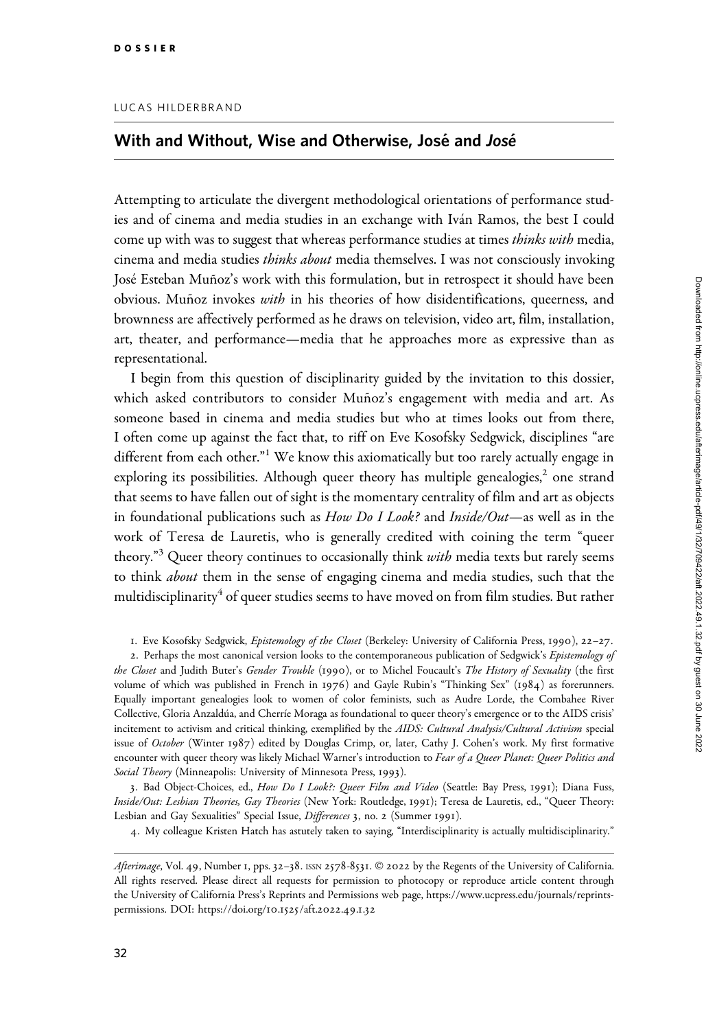DOSSIER

LUCAS HILDERBRAND

# With and Without, Wise and Otherwise, José and *José*

Attempting to articulate the divergent methodological orientations of performance studies and of cinema and media studies in an exchange with Iván Ramos, the best I could come up with was to suggest that whereas performance studies at times *thinks with* media, cinema and media studies *thinks about* media themselves. I was not consciously invoking José Esteban Muñoz's work with this formulation, but in retrospect it should have been obvious. Muñoz invokes *with* in his theories of how disidentifications, queerness, and brownness are affectively performed as he draws on television, video art, film, installation, art, theater, and performance—media that he approaches more as expressive than as representational.

I begin from this question of disciplinarity guided by the invitation to this dossier, which asked contributors to consider Muñoz's engagement with media and art. As someone based in cinema and media studies but who at times looks out from there, I often come up against the fact that, to riff on Eve Kosofsky Sedgwick, disciplines "are different from each other."[1] We know this axiomatically but too rarely actually engage in exploring its possibilities. Although queer theory has multiple genealogies,[2] one strand that seems to have fallen out of sight is the momentary centrality of film and art as objects in foundational publications such as *How Do I Look?* and *Inside/Out*—as well as in the work of Teresa de Lauretis, who is generally credited with coining the term "queer theory."[3] Queer theory continues to occasionally think *with* media texts but rarely seems to think *about* them in the sense of engaging cinema and media studies, such that the multidisciplinarity[4] of queer studies seems to have moved on from film studies. But rather

1. Eve Kosofsky Sedgwick, *Epistemology of the Closet* (Berkeley: University of California Press, 1990), 22–27.

2. Perhaps the most canonical version looks to the contemporaneous publication of Sedgwick's *Epistemology of the Closet* and Judith Buter's *Gender Trouble* (1990), or to Michel Foucault's *The History of Sexuality* (the first volume of which was published in French in 1976) and Gayle Rubin's "Thinking Sex" (1984) as forerunners. Equally important genealogies look to women of color feminists, such as Audre Lorde, the Combahee River Collective, Gloria Anzaldúa, and Cherríe Moraga as foundational to queer theory's emergence or to the AIDS crisis' incitement to activism and critical thinking, exemplified by the *AIDS: Cultural Analysis/Cultural Activism* special issue of *October* (Winter 1987) edited by Douglas Crimp, or, later, Cathy J. Cohen's work. My first formative encounter with queer theory was likely Michael Warner's introduction to *Fear of a Queer Planet: Queer Politics and Social Theory* (Minneapolis: University of Minnesota Press, 1993).

3. Bad Object-Choices, ed., *How Do I Look?: Queer Film and Video* (Seattle: Bay Press, 1991); Diana Fuss, *Inside/Out: Lesbian Theories, Gay Theories* (New York: Routledge, 1991); Teresa de Lauretis, ed., "Queer Theory: Lesbian and Gay Sexualities" Special Issue, *Differences* 3, no. 2 (Summer 1991).

4. My colleague Kristen Hatch has astutely taken to saying, "Interdisciplinarity is actually multidisciplinarity."

*Afterimage*, Vol. 49, Number 1, pps. 32–38. ISSN 2578-8531. © 2022 by the Regents of the University of California. All rights reserved. Please direct all requests for permission to photocopy or reproduce article content through the University of California Press's Reprints and Permissions web page, https://www.ucpress.edu/journals/reprints-permissions. DOI: https://doi.org/10.1525/aft.2022.49.1.32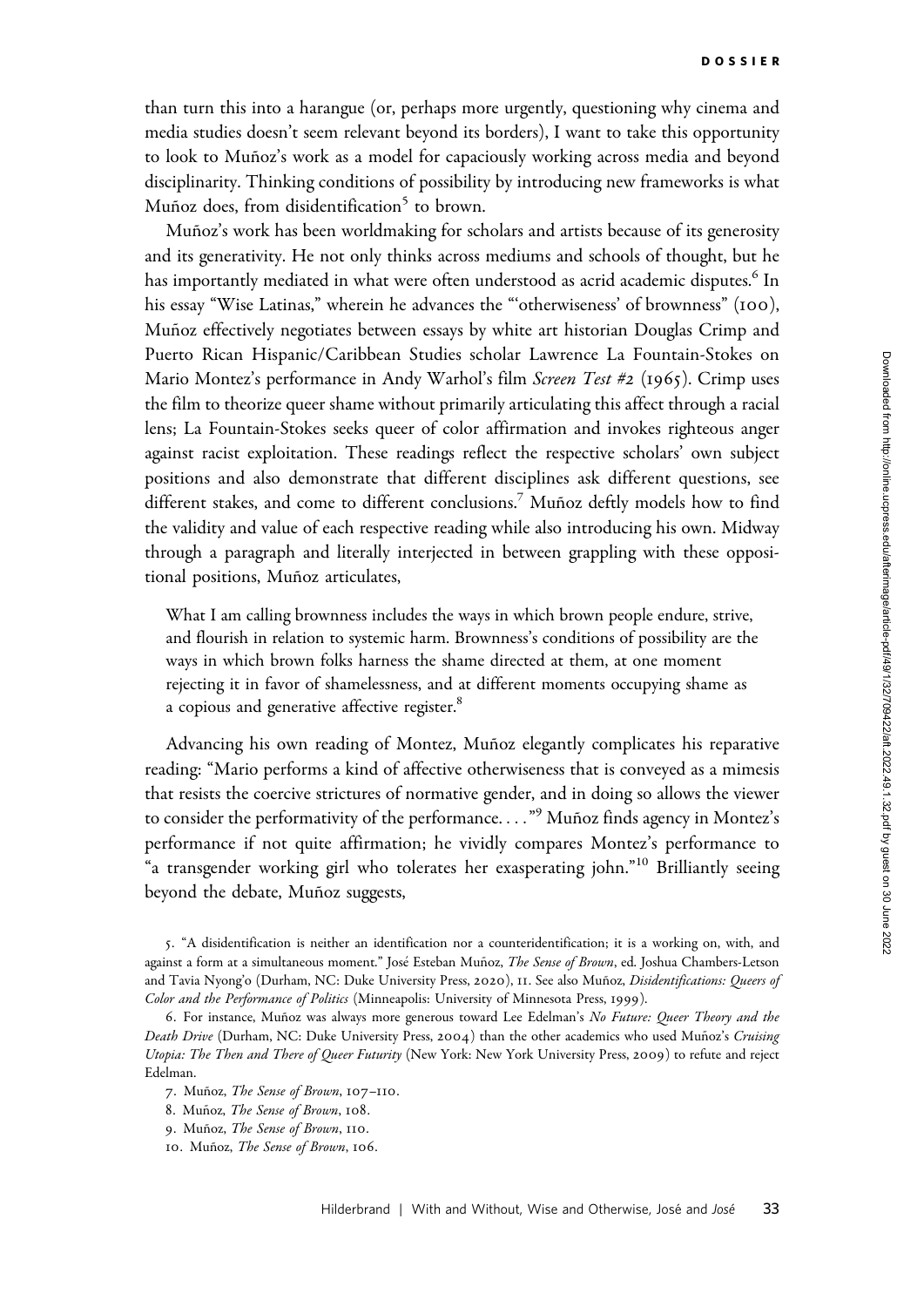than turn this into a harangue (or, perhaps more urgently, questioning why cinema and media studies doesn't seem relevant beyond its borders), I want to take this opportunity to look to Muñoz's work as a model for capaciously working across media and beyond disciplinarity. Thinking conditions of possibility by introducing new frameworks is what Muñoz does, from disidentification[5] to brown.

Muñoz's work has been worldmaking for scholars and artists because of its generosity and its generativity. He not only thinks across mediums and schools of thought, but he has importantly mediated in what were often understood as acrid academic disputes.[6] In his essay "Wise Latinas," wherein he advances the "'otherwiseness' of brownness" (100), Muñoz effectively negotiates between essays by white art historian Douglas Crimp and Puerto Rican Hispanic/Caribbean Studies scholar Lawrence La Fountain-Stokes on Mario Montez's performance in Andy Warhol's film *Screen Test #2* (1965). Crimp uses the film to theorize queer shame without primarily articulating this affect through a racial lens; La Fountain-Stokes seeks queer of color affirmation and invokes righteous anger against racist exploitation. These readings reflect the respective scholars' own subject positions and also demonstrate that different disciplines ask different questions, see different stakes, and come to different conclusions.[7] Muñoz deftly models how to find the validity and value of each respective reading while also introducing his own. Midway through a paragraph and literally interjected in between grappling with these oppositional positions, Muñoz articulates,

> What I am calling brownness includes the ways in which brown people endure, strive, and flourish in relation to systemic harm. Brownness's conditions of possibility are the ways in which brown folks harness the shame directed at them, at one moment rejecting it in favor of shamelessness, and at different moments occupying shame as a copious and generative affective register.[8]

Advancing his own reading of Montez, Muñoz elegantly complicates his reparative reading: "Mario performs a kind of affective otherwiseness that is conveyed as a mimesis that resists the coercive strictures of normative gender, and in doing so allows the viewer to consider the performativity of the performance. . . ."[9] Muñoz finds agency in Montez's performance if not quite affirmation; he vividly compares Montez's performance to "a transgender working girl who tolerates her exasperating john."[10] Brilliantly seeing beyond the debate, Muñoz suggests,

5. "A disidentification is neither an identification nor a counteridentification; it is a working on, with, and against a form at a simultaneous moment." José Esteban Muñoz, *The Sense of Brown*, ed. Joshua Chambers-Letson and Tavia Nyong'o (Durham, NC: Duke University Press, 2020), 11. See also Muñoz, *Disidentifications: Queers of Color and the Performance of Politics* (Minneapolis: University of Minnesota Press, 1999).

6. For instance, Muñoz was always more generous toward Lee Edelman's *No Future: Queer Theory and the Death Drive* (Durham, NC: Duke University Press, 2004) than the other academics who used Muñoz's *Cruising Utopia: The Then and There of Queer Futurity* (New York: New York University Press, 2009) to refute and reject Edelman.

7. Muñoz, *The Sense of Brown*, 107–110.

8. Muñoz, *The Sense of Brown*, 108.

9. Muñoz, *The Sense of Brown*, 110.

10. Muñoz, *The Sense of Brown*, 106.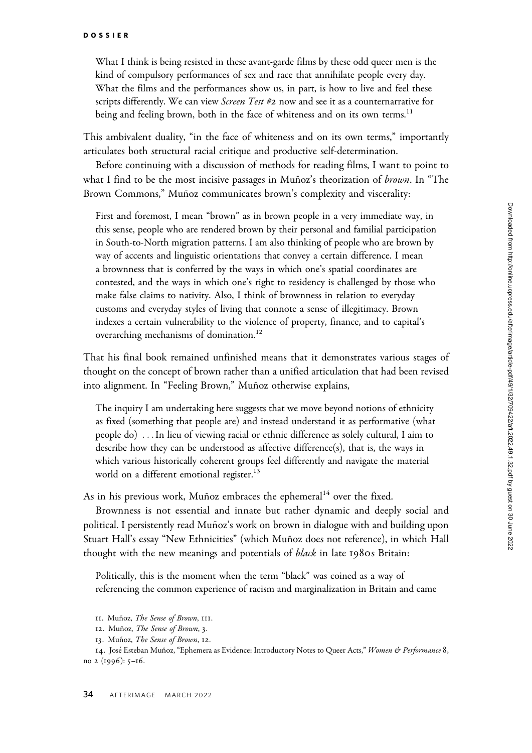> What I think is being resisted in these avant-garde films by these odd queer men is the kind of compulsory performances of sex and race that annihilate people every day. What the films and the performances show us, in part, is how to live and feel these scripts differently. We can view *Screen Test #2* now and see it as a counternarrative for being and feeling brown, both in the face of whiteness and on its own terms.[11]

This ambivalent duality, "in the face of whiteness and on its own terms," importantly articulates both structural racial critique and productive self-determination.

Before continuing with a discussion of methods for reading films, I want to point to what I find to be the most incisive passages in Muñoz's theorization of *brown*. In "The Brown Commons," Muñoz communicates brown's complexity and viscerality:

> First and foremost, I mean "brown" as in brown people in a very immediate way, in this sense, people who are rendered brown by their personal and familial participation in South-to-North migration patterns. I am also thinking of people who are brown by way of accents and linguistic orientations that convey a certain difference. I mean a brownness that is conferred by the ways in which one's spatial coordinates are contested, and the ways in which one's right to residency is challenged by those who make false claims to nativity. Also, I think of brownness in relation to everyday customs and everyday styles of living that connote a sense of illegitimacy. Brown indexes a certain vulnerability to the violence of property, finance, and to capital's overarching mechanisms of domination.[12]

That his final book remained unfinished means that it demonstrates various stages of thought on the concept of brown rather than a unified articulation that had been revised into alignment. In "Feeling Brown," Muñoz otherwise explains,

> The inquiry I am undertaking here suggests that we move beyond notions of ethnicity as fixed (something that people are) and instead understand it as performative (what people do) . . . In lieu of viewing racial or ethnic difference as solely cultural, I aim to describe how they can be understood as affective difference(s), that is, the ways in which various historically coherent groups feel differently and navigate the material world on a different emotional register.[13]

As in his previous work, Muñoz embraces the ephemeral[14] over the fixed.

Brownness is not essential and innate but rather dynamic and deeply social and political. I persistently read Muñoz's work on brown in dialogue with and building upon Stuart Hall's essay "New Ethnicities" (which Muñoz does not reference), in which Hall thought with the new meanings and potentials of *black* in late 1980s Britain:

> Politically, this is the moment when the term "black" was coined as a way of referencing the common experience of racism and marginalization in Britain and came

11. Muñoz, *The Sense of Brown*, 111.

12. Muñoz, *The Sense of Brown*, 3.

13. Muñoz, *The Sense of Brown*, 12.

14. José Esteban Muñoz, "Ephemera as Evidence: Introductory Notes to Queer Acts," *Women & Performance* 8, no 2 (1996): 5–16.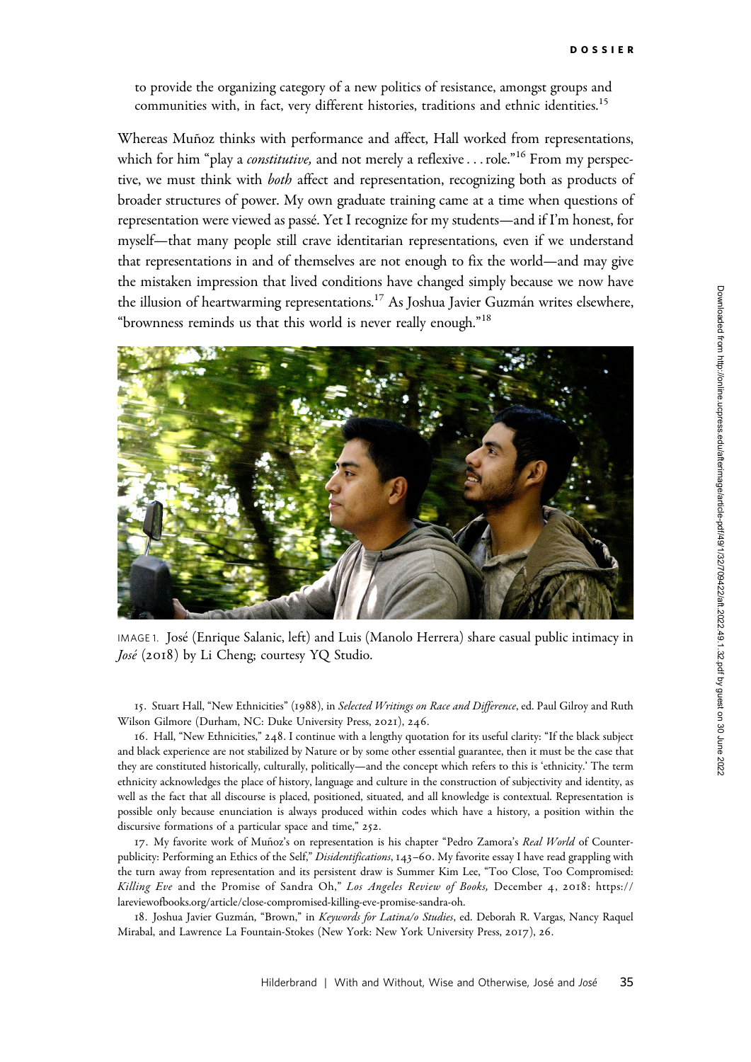to provide the organizing category of a new politics of resistance, amongst groups and communities with, in fact, very different histories, traditions and ethnic identities.[15]

Whereas Muñoz thinks with performance and affect, Hall worked from representations, which for him "play a *constitutive,* and not merely a reflexive . . . role."[16] From my perspective, we must think with *both* affect and representation, recognizing both as products of broader structures of power. My own graduate training came at a time when questions of representation were viewed as passé. Yet I recognize for my students—and if I'm honest, for myself—that many people still crave identitarian representations, even if we understand that representations in and of themselves are not enough to fix the world—and may give the mistaken impression that lived conditions have changed simply because we now have the illusion of heartwarming representations.[17] As Joshua Javier Guzmán writes elsewhere, "brownness reminds us that this world is never really enough."[18]

IMAGE 1. José (Enrique Salanic, left) and Luis (Manolo Herrera) share casual public intimacy in *José* (2018) by Li Cheng; courtesy YQ Studio.

15. Stuart Hall, "New Ethnicities" (1988), in *Selected Writings on Race and Difference*, ed. Paul Gilroy and Ruth Wilson Gilmore (Durham, NC: Duke University Press, 2021), 246.

16. Hall, "New Ethnicities," 248. I continue with a lengthy quotation for its useful clarity: "If the black subject and black experience are not stabilized by Nature or by some other essential guarantee, then it must be the case that they are constituted historically, culturally, politically—and the concept which refers to this is 'ethnicity.' The term ethnicity acknowledges the place of history, language and culture in the construction of subjectivity and identity, as well as the fact that all discourse is placed, positioned, situated, and all knowledge is contextual. Representation is possible only because enunciation is always produced within codes which have a history, a position within the discursive formations of a particular space and time," 252.

17. My favorite work of Muñoz's on representation is his chapter "Pedro Zamora's *Real World* of Counterpublicity: Performing an Ethics of the Self," *Disidentifications*, 143–60. My favorite essay I have read grappling with the turn away from representation and its persistent draw is Summer Kim Lee, "Too Close, Too Compromised: *Killing Eve* and the Promise of Sandra Oh," *Los Angeles Review of Books,* December 4, 2018: https://lareviewofbooks.org/article/close-compromised-killing-eve-promise-sandra-oh.

18. Joshua Javier Guzmán, "Brown," in *Keywords for Latina/o Studies*, ed. Deborah R. Vargas, Nancy Raquel Mirabal, and Lawrence La Fountain-Stokes (New York: New York University Press, 2017), 26.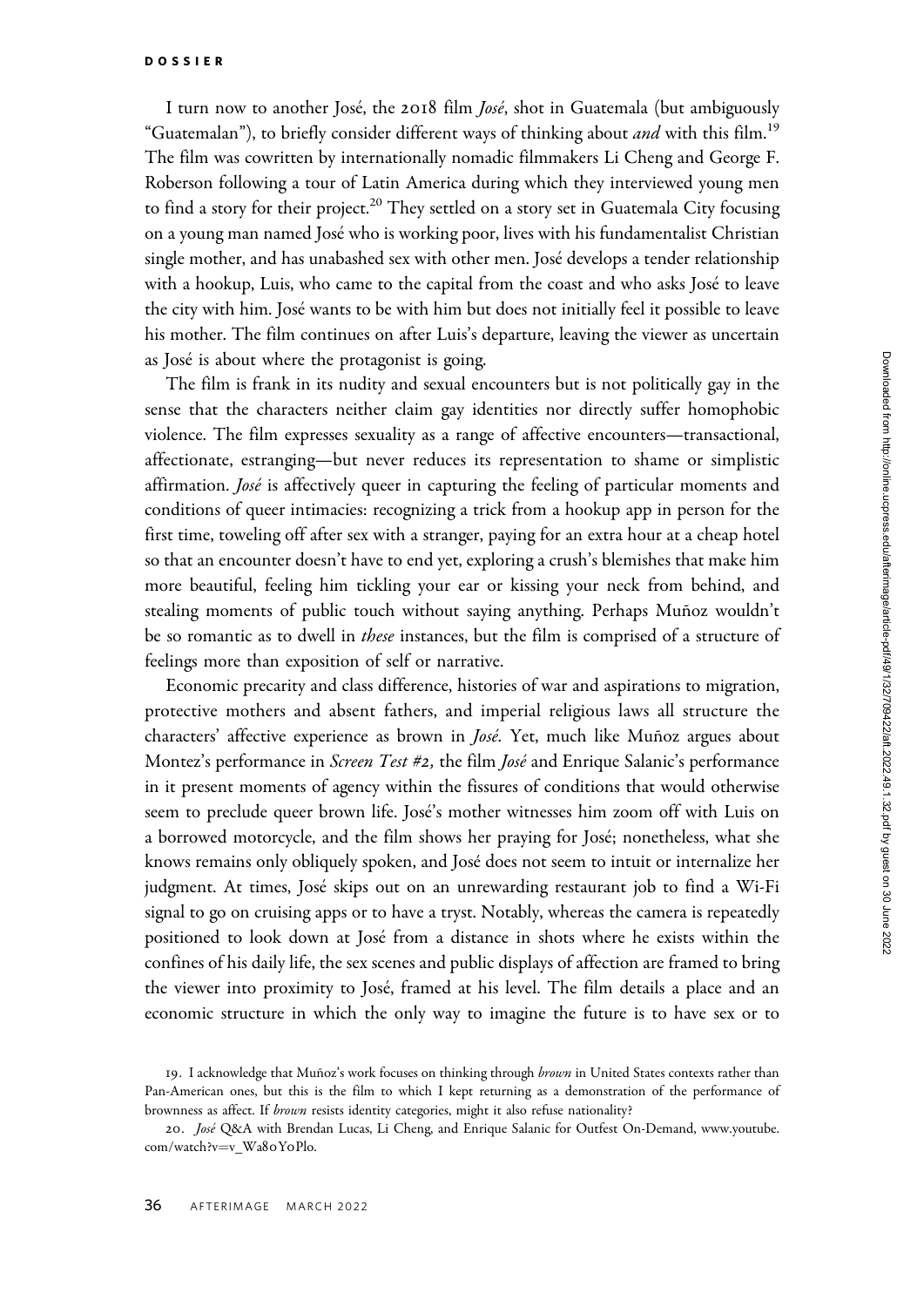I turn now to another José, the 2018 film *José*, shot in Guatemala (but ambiguously "Guatemalan"), to briefly consider different ways of thinking about *and* with this film.[19] The film was cowritten by internationally nomadic filmmakers Li Cheng and George F. Roberson following a tour of Latin America during which they interviewed young men to find a story for their project.[20] They settled on a story set in Guatemala City focusing on a young man named José who is working poor, lives with his fundamentalist Christian single mother, and has unabashed sex with other men. José develops a tender relationship with a hookup, Luis, who came to the capital from the coast and who asks José to leave the city with him. José wants to be with him but does not initially feel it possible to leave his mother. The film continues on after Luis's departure, leaving the viewer as uncertain as José is about where the protagonist is going.

The film is frank in its nudity and sexual encounters but is not politically gay in the sense that the characters neither claim gay identities nor directly suffer homophobic violence. The film expresses sexuality as a range of affective encounters—transactional, affectionate, estranging—but never reduces its representation to shame or simplistic affirmation. *José* is affectively queer in capturing the feeling of particular moments and conditions of queer intimacies: recognizing a trick from a hookup app in person for the first time, toweling off after sex with a stranger, paying for an extra hour at a cheap hotel so that an encounter doesn't have to end yet, exploring a crush's blemishes that make him more beautiful, feeling him tickling your ear or kissing your neck from behind, and stealing moments of public touch without saying anything. Perhaps Muñoz wouldn't be so romantic as to dwell in *these* instances, but the film is comprised of a structure of feelings more than exposition of self or narrative.

Economic precarity and class difference, histories of war and aspirations to migration, protective mothers and absent fathers, and imperial religious laws all structure the characters' affective experience as brown in *José*. Yet, much like Muñoz argues about Montez's performance in *Screen Test #2,* the film *José* and Enrique Salanic's performance in it present moments of agency within the fissures of conditions that would otherwise seem to preclude queer brown life. José's mother witnesses him zoom off with Luis on a borrowed motorcycle, and the film shows her praying for José; nonetheless, what she knows remains only obliquely spoken, and José does not seem to intuit or internalize her judgment. At times, José skips out on an unrewarding restaurant job to find a Wi-Fi signal to go on cruising apps or to have a tryst. Notably, whereas the camera is repeatedly positioned to look down at José from a distance in shots where he exists within the confines of his daily life, the sex scenes and public displays of affection are framed to bring the viewer into proximity to José, framed at his level. The film details a place and an economic structure in which the only way to imagine the future is to have sex or to

19. I acknowledge that Muñoz's work focuses on thinking through *brown* in United States contexts rather than Pan-American ones, but this is the film to which I kept returning as a demonstration of the performance of brownness as affect. If *brown* resists identity categories, might it also refuse nationality?

20. *José* Q&A with Brendan Lucas, Li Cheng, and Enrique Salanic for Outfest On-Demand, www.youtube.com/watch?v=v_Wa80YoPlo.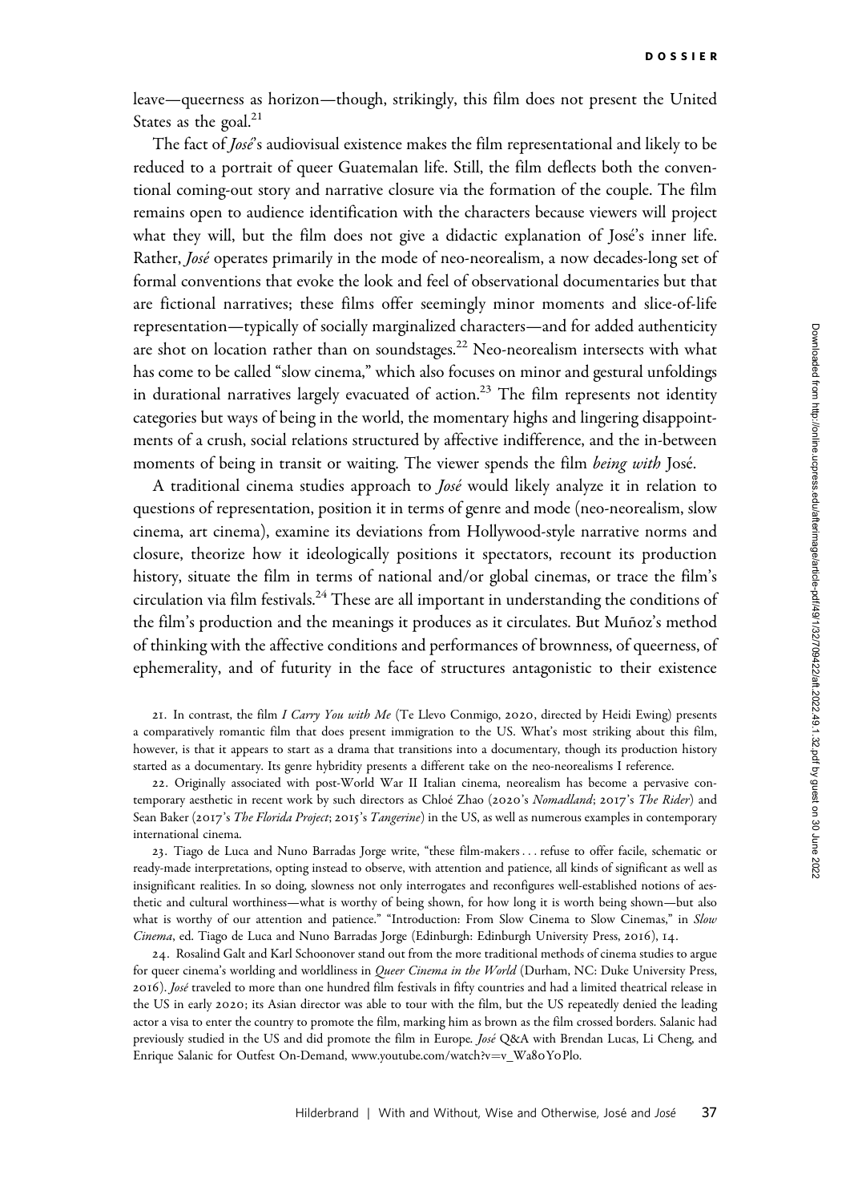leave—queerness as horizon—though, strikingly, this film does not present the United States as the goal.[21]

The fact of *José*'s audiovisual existence makes the film representational and likely to be reduced to a portrait of queer Guatemalan life. Still, the film deflects both the conventional coming-out story and narrative closure via the formation of the couple. The film remains open to audience identification with the characters because viewers will project what they will, but the film does not give a didactic explanation of José's inner life. Rather, *José* operates primarily in the mode of neo-neorealism, a now decades-long set of formal conventions that evoke the look and feel of observational documentaries but that are fictional narratives; these films offer seemingly minor moments and slice-of-life representation—typically of socially marginalized characters—and for added authenticity are shot on location rather than on soundstages.[22] Neo-neorealism intersects with what has come to be called "slow cinema," which also focuses on minor and gestural unfoldings in durational narratives largely evacuated of action.[23] The film represents not identity categories but ways of being in the world, the momentary highs and lingering disappointments of a crush, social relations structured by affective indifference, and the in-between moments of being in transit or waiting. The viewer spends the film *being with* José.

A traditional cinema studies approach to *José* would likely analyze it in relation to questions of representation, position it in terms of genre and mode (neo-neorealism, slow cinema, art cinema), examine its deviations from Hollywood-style narrative norms and closure, theorize how it ideologically positions it spectators, recount its production history, situate the film in terms of national and/or global cinemas, or trace the film's circulation via film festivals.[24] These are all important in understanding the conditions of the film's production and the meanings it produces as it circulates. But Muñoz's method of thinking with the affective conditions and performances of brownness, of queerness, of ephemerality, and of futurity in the face of structures antagonistic to their existence

21. In contrast, the film *I Carry You with Me* (Te Llevo Conmigo, 2020, directed by Heidi Ewing) presents a comparatively romantic film that does present immigration to the US. What's most striking about this film, however, is that it appears to start as a drama that transitions into a documentary, though its production history started as a documentary. Its genre hybridity presents a different take on the neo-neorealisms I reference.

22. Originally associated with post-World War II Italian cinema, neorealism has become a pervasive contemporary aesthetic in recent work by such directors as Chloé Zhao (2020's *Nomadland*; 2017's *The Rider*) and Sean Baker (2017's *The Florida Project*; 2015's *Tangerine*) in the US, as well as numerous examples in contemporary international cinema.

23. Tiago de Luca and Nuno Barradas Jorge write, "these film-makers . . . refuse to offer facile, schematic or ready-made interpretations, opting instead to observe, with attention and patience, all kinds of significant as well as insignificant realities. In so doing, slowness not only interrogates and reconfigures well-established notions of aesthetic and cultural worthiness—what is worthy of being shown, for how long it is worth being shown—but also what is worthy of our attention and patience." "Introduction: From Slow Cinema to Slow Cinemas," in *Slow Cinema*, ed. Tiago de Luca and Nuno Barradas Jorge (Edinburgh: Edinburgh University Press, 2016), 14.

24. Rosalind Galt and Karl Schoonover stand out from the more traditional methods of cinema studies to argue for queer cinema's worlding and worldliness in *Queer Cinema in the World* (Durham, NC: Duke University Press, 2016). *José* traveled to more than one hundred film festivals in fifty countries and had a limited theatrical release in the US in early 2020; its Asian director was able to tour with the film, but the US repeatedly denied the leading actor a visa to enter the country to promote the film, marking him as brown as the film crossed borders. Salanic had previously studied in the US and did promote the film in Europe. *José* Q&A with Brendan Lucas, Li Cheng, and Enrique Salanic for Outfest On-Demand, www.youtube.com/watch?v=v_Wa80Y0Plo.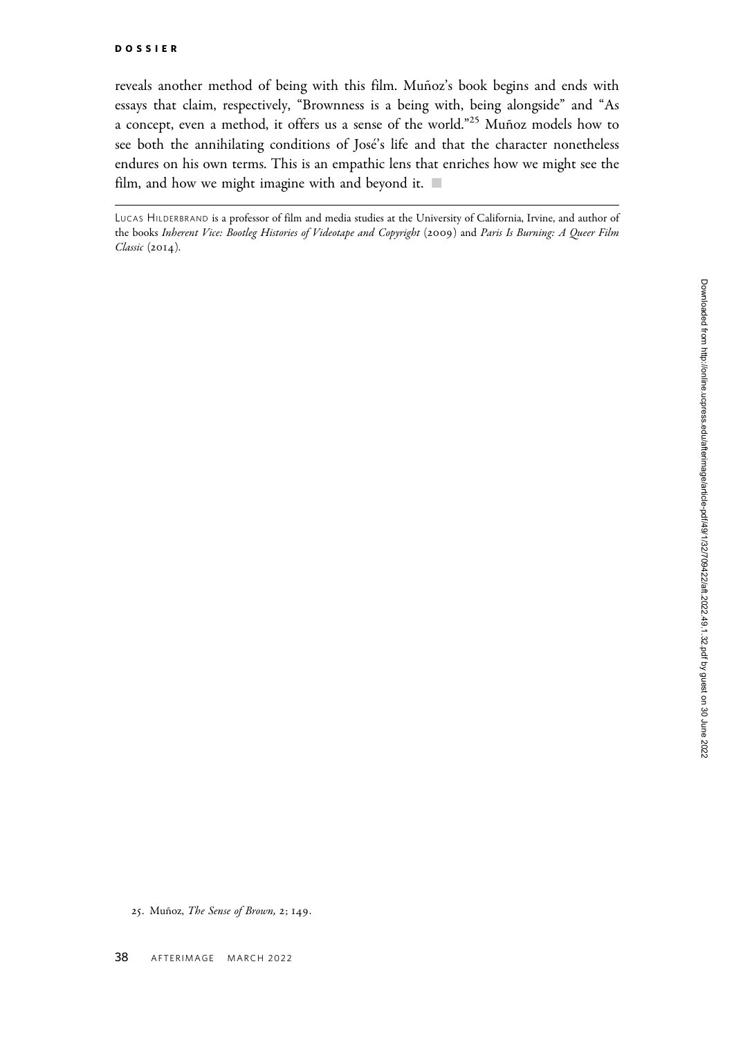reveals another method of being with this film. Muñoz's book begins and ends with essays that claim, respectively, "Brownness is a being with, being alongside" and "As a concept, even a method, it offers us a sense of the world."[25] Muñoz models how to see both the annihilating conditions of José's life and that the character nonetheless endures on his own terms. This is an empathic lens that enriches how we might see the film, and how we might imagine with and beyond it. ■

---

LUCAS HILDERBRAND is a professor of film and media studies at the University of California, Irvine, and author of the books *Inherent Vice: Bootleg Histories of Videotape and Copyright* (2009) and *Paris Is Burning: A Queer Film Classic* (2014).

25. Muñoz, *The Sense of Brown,* 2; 149.